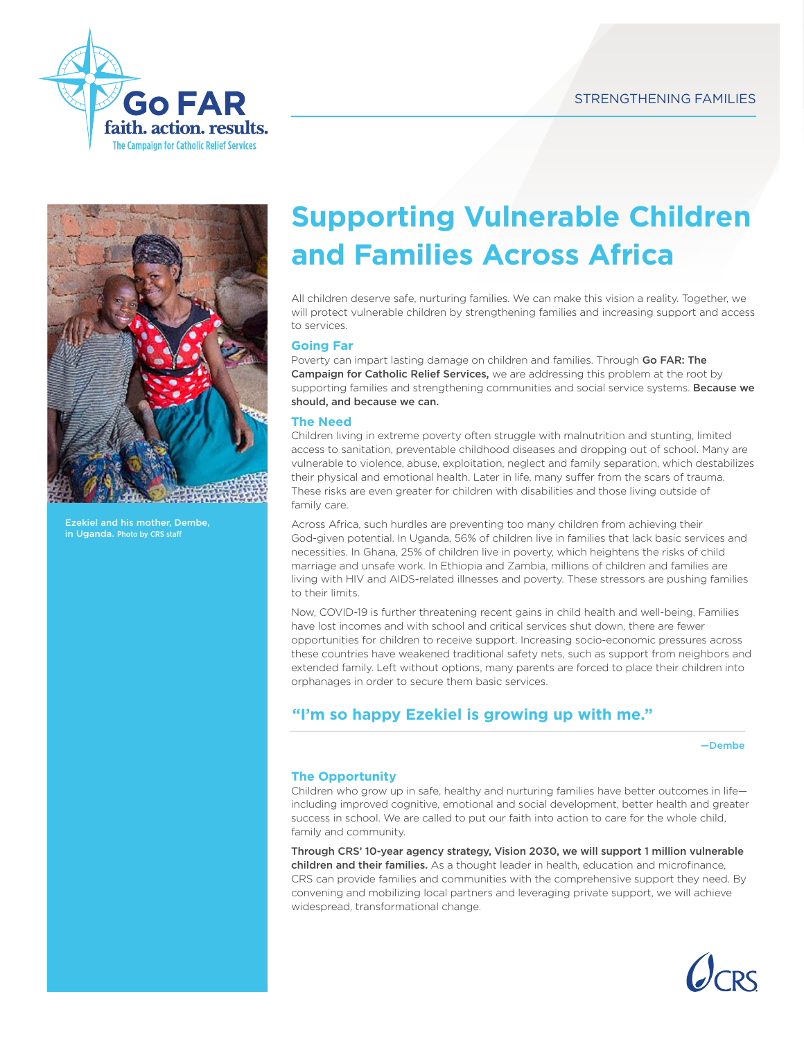Go FAR
faith. action. results.
The Campaign for Catholic Relief Services

STRENGTHENING FAMILIES

# Supporting Vulnerable Children and Families Across Africa

Ezekiel and his mother, Dembe, in Uganda. Photo by CRS staff

All children deserve safe, nurturing families. We can make this vision a reality. Together, we will protect vulnerable children by strengthening families and increasing support and access to services.

## Going Far

Poverty can impart lasting damage on children and families. Through **Go FAR: The Campaign for Catholic Relief Services,** we are addressing this problem at the root by supporting families and strengthening communities and social service systems. **Because we should, and because we can.**

## The Need

Children living in extreme poverty often struggle with malnutrition and stunting, limited access to sanitation, preventable childhood diseases and dropping out of school. Many are vulnerable to violence, abuse, exploitation, neglect and family separation, which destabilizes their physical and emotional health. Later in life, many suffer from the scars of trauma. These risks are even greater for children with disabilities and those living outside of family care.

Across Africa, such hurdles are preventing too many children from achieving their God-given potential. In Uganda, 56% of children live in families that lack basic services and necessities. In Ghana, 25% of children live in poverty, which heightens the risks of child marriage and unsafe work. In Ethiopia and Zambia, millions of children and families are living with HIV and AIDS-related illnesses and poverty. These stressors are pushing families to their limits.

Now, COVID-19 is further threatening recent gains in child health and well-being. Families have lost incomes and with school and critical services shut down, there are fewer opportunities for children to receive support. Increasing socio-economic pressures across these countries have weakened traditional safety nets, such as support from neighbors and extended family. Left without options, many parents are forced to place their children into orphanages in order to secure them basic services.

> **"I'm so happy Ezekiel is growing up with me."**
>
> —Dembe

## The Opportunity

Children who grow up in safe, healthy and nurturing families have better outcomes in life—including improved cognitive, emotional and social development, better health and greater success in school. We are called to put our faith into action to care for the whole child, family and community.

**Through CRS' 10-year agency strategy, Vision 2030, we will support 1 million vulnerable children and their families.** As a thought leader in health, education and microfinance, CRS can provide families and communities with the comprehensive support they need. By convening and mobilizing local partners and leveraging private support, we will achieve widespread, transformational change.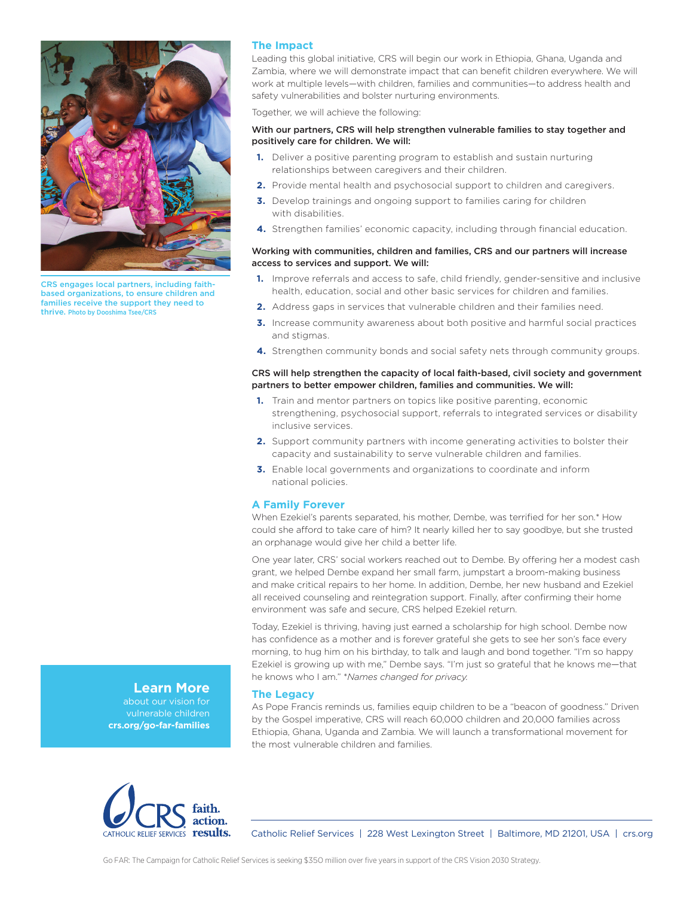CRS engages local partners, including faith-based organizations, to ensure children and families receive the support they need to thrive. Photo by Dooshima Tsee/CRS

## The Impact

Leading this global initiative, CRS will begin our work in Ethiopia, Ghana, Uganda and Zambia, where we will demonstrate impact that can benefit children everywhere. We will work at multiple levels—with children, families and communities—to address health and safety vulnerabilities and bolster nurturing environments.

Together, we will achieve the following:

**With our partners, CRS will help strengthen vulnerable families to stay together and positively care for children. We will:**

1. Deliver a positive parenting program to establish and sustain nurturing relationships between caregivers and their children.
2. Provide mental health and psychosocial support to children and caregivers.
3. Develop trainings and ongoing support to families caring for children with disabilities.
4. Strengthen families' economic capacity, including through financial education.

**Working with communities, children and families, CRS and our partners will increase access to services and support. We will:**

1. Improve referrals and access to safe, child friendly, gender-sensitive and inclusive health, education, social and other basic services for children and families.
2. Address gaps in services that vulnerable children and their families need.
3. Increase community awareness about both positive and harmful social practices and stigmas.
4. Strengthen community bonds and social safety nets through community groups.

**CRS will help strengthen the capacity of local faith-based, civil society and government partners to better empower children, families and communities. We will:**

1. Train and mentor partners on topics like positive parenting, economic strengthening, psychosocial support, referrals to integrated services or disability inclusive services.
2. Support community partners with income generating activities to bolster their capacity and sustainability to serve vulnerable children and families.
3. Enable local governments and organizations to coordinate and inform national policies.

## A Family Forever

When Ezekiel's parents separated, his mother, Dembe, was terrified for her son.* How could she afford to take care of him? It nearly killed her to say goodbye, but she trusted an orphanage would give her child a better life.

One year later, CRS' social workers reached out to Dembe. By offering her a modest cash grant, we helped Dembe expand her small farm, jumpstart a broom-making business and make critical repairs to her home. In addition, Dembe, her new husband and Ezekiel all received counseling and reintegration support. Finally, after confirming their home environment was safe and secure, CRS helped Ezekiel return.

Today, Ezekiel is thriving, having just earned a scholarship for high school. Dembe now has confidence as a mother and is forever grateful she gets to see her son's face every morning, to hug him on his birthday, to talk and laugh and bond together. "I'm so happy Ezekiel is growing up with me," Dembe says. "I'm just so grateful that he knows me—that he knows who I am." *\*Names changed for privacy.*

## The Legacy

As Pope Francis reminds us, families equip children to be a "beacon of goodness." Driven by the Gospel imperative, CRS will reach 60,000 children and 20,000 families across Ethiopia, Ghana, Uganda and Zambia. We will launch a transformational movement for the most vulnerable children and families.

**Learn More**
about our vision for vulnerable children
**crs.org/go-far-families**

CRS faith. action. results.
CATHOLIC RELIEF SERVICES

Catholic Relief Services | 228 West Lexington Street | Baltimore, MD 21201, USA | crs.org

Go FAR: The Campaign for Catholic Relief Services is seeking $350 million over five years in support of the CRS Vision 2030 Strategy.